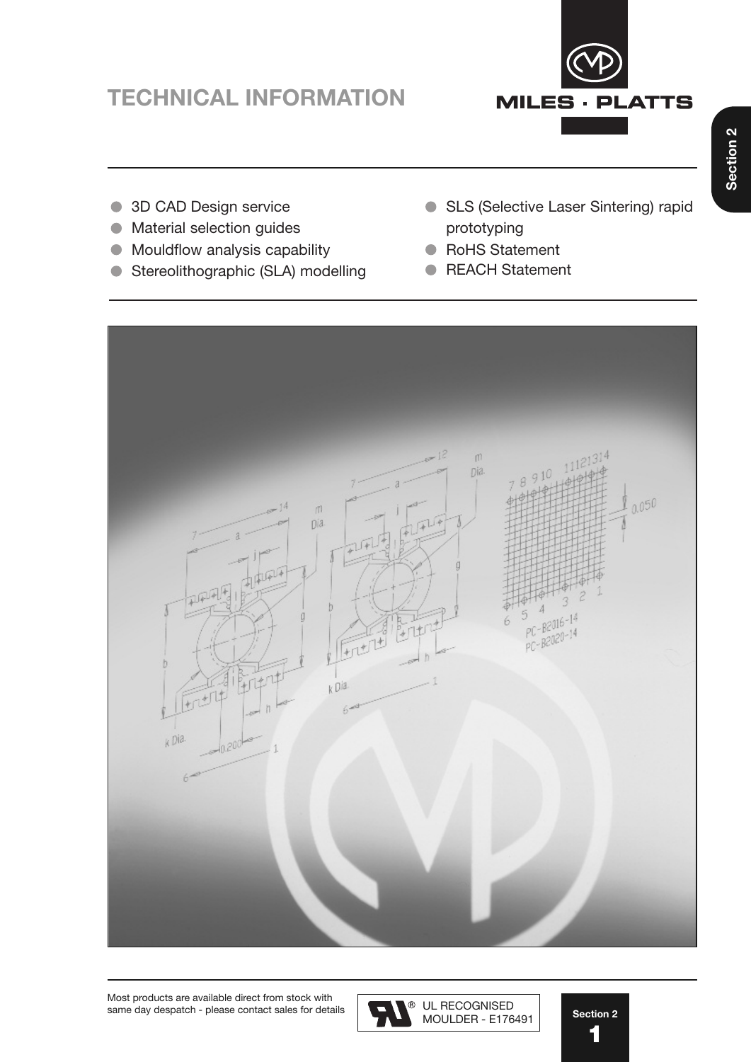# TECHNICAL INFORMATION

- 3D CAD Design service
- Material selection guides
- Mouldflow analysis capability
- Stereolithographic (SLA) modelling
- SLS (Selective Laser Sintering) rapid prototyping
- RoHS Statement
- REACH Statement

Most products are available direct from stock with same day despatch - please contact sales for details

UL RECOGNISED MOULDER - E176491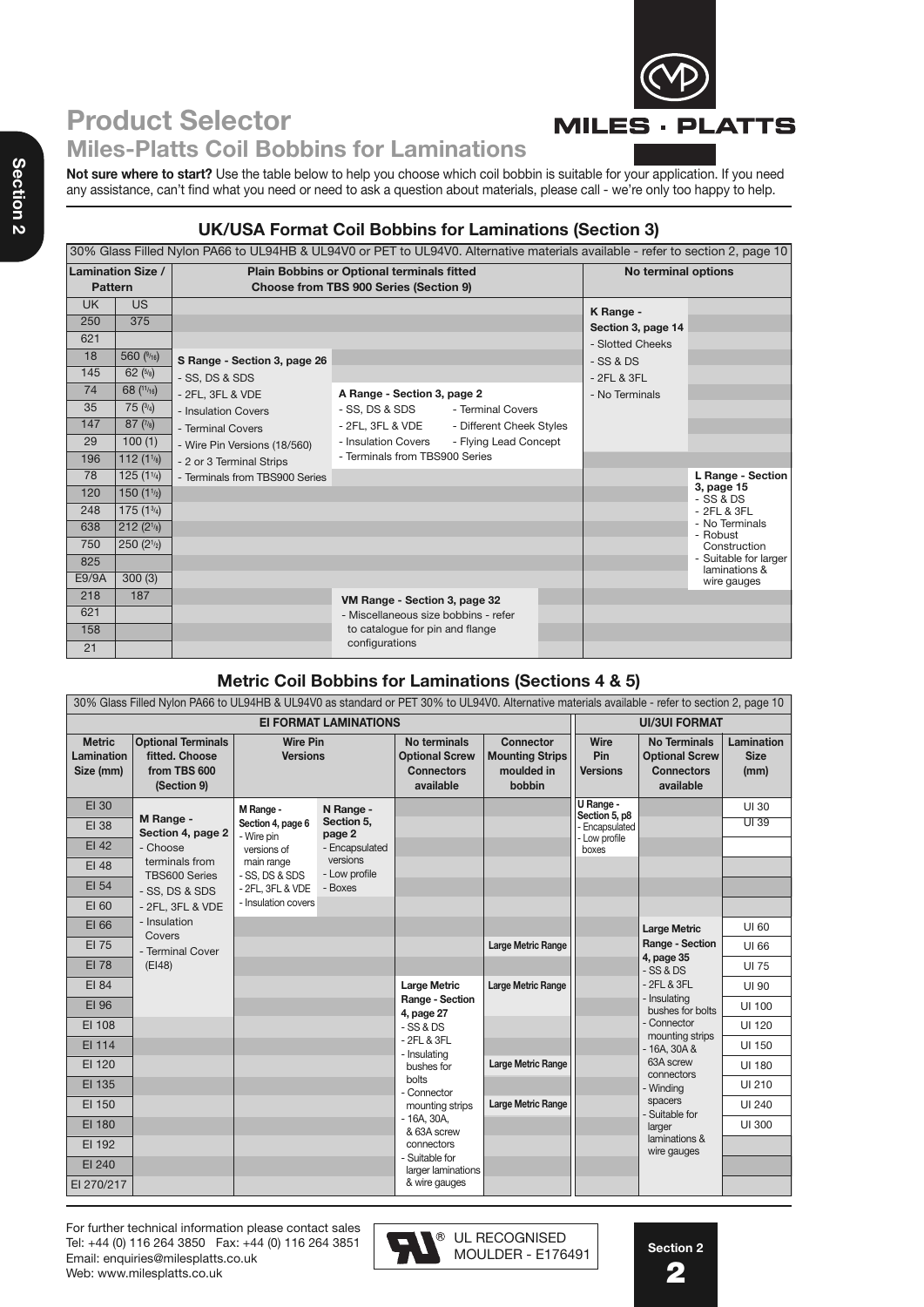# Product Selector

## Miles-Platts Coil Bobbins for Laminations

**Not sure where to start?** Use the table below to help you choose which coil bobbin is suitable for your application. If you need any assistance, can't find what you need or need to ask a question about materials, please call - we're only too happy to help.

### UK/USA Format Coil Bobbins for Laminations (Section 3)

30% Glass Filled Nylon PA66 to UL94HB & UL94V0 or PET to UL94V0. Alternative materials available - refer to section 2, page 10

| Lamination Size / Pattern | | Plain Bobbins or Optional terminals fitted Choose from TBS 900 Series (Section 9) | | No terminal options | |
|---|---|---|---|---|---|
| UK | US | | | K Range - Section 3, page 14 - Slotted Cheeks - SS & DS - 2FL & 3FL - No Terminals | |
| 250 | 375 | | | | |
| 621 | | | | | |
| 18 | 560 (9/16) | S Range - Section 3, page 26 - SS, DS & SDS - 2FL, 3FL & VDE - Insulation Covers - Terminal Covers - Wire Pin Versions (18/560) - 2 or 3 Terminal Strips - Terminals from TBS900 Series | | | |
| 145 | 62 (5/8) | | | | |
| 74 | 68 (11/16) | | A Range - Section 3, page 2 - SS, DS & SDS - 2FL, 3FL & VDE - Insulation Covers - Terminals from TBS900 Series - Terminal Covers - Different Cheek Styles - Flying Lead Concept | | |
| 35 | 75 (3/4) | | | | |
| 147 | 87 (7/8) | | | | |
| 29 | 100 (1) | | | | |
| 196 | 112 (1 1/8) | | | | |
| 78 | 125 (1 1/4) | | | | L Range - Section 3, page 15 - SS & DS - 2FL & 3FL - No Terminals - Robust Construction - Suitable for larger laminations & wire gauges |
| 120 | 150 (1 1/2) | | | | |
| 248 | 175 (1 3/4) | | | | |
| 638 | 212 (2 1/8) | | | | |
| 750 | 250 (2 1/2) | | | | |
| 825 | | | | | |
| E9/9A | 300 (3) | | | | |
| 218 | 187 | | VM Range - Section 3, page 32 - Miscellaneous size bobbins - refer to catalogue for pin and flange configurations | | |
| 621 | | | | | |
| 158 | | | | | |
| 21 | | | | | |

### Metric Coil Bobbins for Laminations (Sections 4 & 5)

30% Glass Filled Nylon PA66 to UL94HB & UL94V0 as standard or PET 30% to UL94V0. Alternative materials available - refer to section 2, page 10

| EI FORMAT LAMINATIONS | | | | | | UI/3UI FORMAT | | |
|---|---|---|---|---|---|---|---|---|
| Metric Lamination Size (mm) | Optional Terminals fitted. Choose from TBS 600 (Section 9) | Wire Pin Versions | | No terminals Optional Screw Connectors available | Connector Mounting Strips moulded in bobbin | Wire Pin Versions | No Terminals Optional Screw Connectors available | Lamination Size (mm) |
| EI 30 | M Range - Section 4, page 2 - Choose terminals from TBS600 Series - SS, DS & SDS - 2FL, 3FL & VDE - Insulation Covers - Terminal Cover (EI48) | M Range - Section 4, page 6 - Wire pin versions of main range - SS, DS & SDS - 2FL, 3FL & VDE - Insulation covers | N Range - Section 5, page 2 - Encapsulated versions - Low profile - Boxes | | | U Range - Section 5, p8 - Encapsulated - Low profile boxes | | UI 30 |
| EI 38 | | | | | | | | UI 39 |
| EI 42 | | | | | | | | |
| EI 48 | | | | | | | | |
| EI 54 | | | | | | | | |
| EI 60 | | | | | | | | |
| EI 66 | | | | | | | Large Metric Range - Section 4, page 35 - SS & DS - 2FL & 3FL - Insulating bushes for bolts - Connector mounting strips - 16A, 30A & 63A screw connectors - Winding spacers - Suitable for larger laminations & wire gauges | UI 60 |
| EI 75 | | | | | Large Metric Range | | | UI 66 |
| EI 78 | | | | | | | | UI 75 |
| EI 84 | | | | Large Metric Range - Section 4, page 27 - SS & DS - 2FL & 3FL - Insulating bushes for bolts - Connector mounting strips - 16A, 30A, & 63A screw connectors - Suitable for larger laminations & wire gauges | Large Metric Range | | | UI 90 |
| EI 96 | | | | | | | | UI 100 |
| EI 108 | | | | | | | | UI 120 |
| EI 114 | | | | | | | | UI 150 |
| EI 120 | | | | | Large Metric Range | | | UI 180 |
| EI 135 | | | | | | | | UI 210 |
| EI 150 | | | | | Large Metric Range | | | UI 240 |
| EI 180 | | | | | | | | UI 300 |
| EI 192 | | | | | | | | |
| EI 240 | | | | | | | | |
| EI 270/217 | | | | | | | | |

For further technical information please contact sales
Tel: +44 (0) 116 264 3850 Fax: +44 (0) 116 264 3851
Email: enquiries@milesplatts.co.uk
Web: www.milesplatts.co.uk

UL RECOGNISED MOULDER - E176491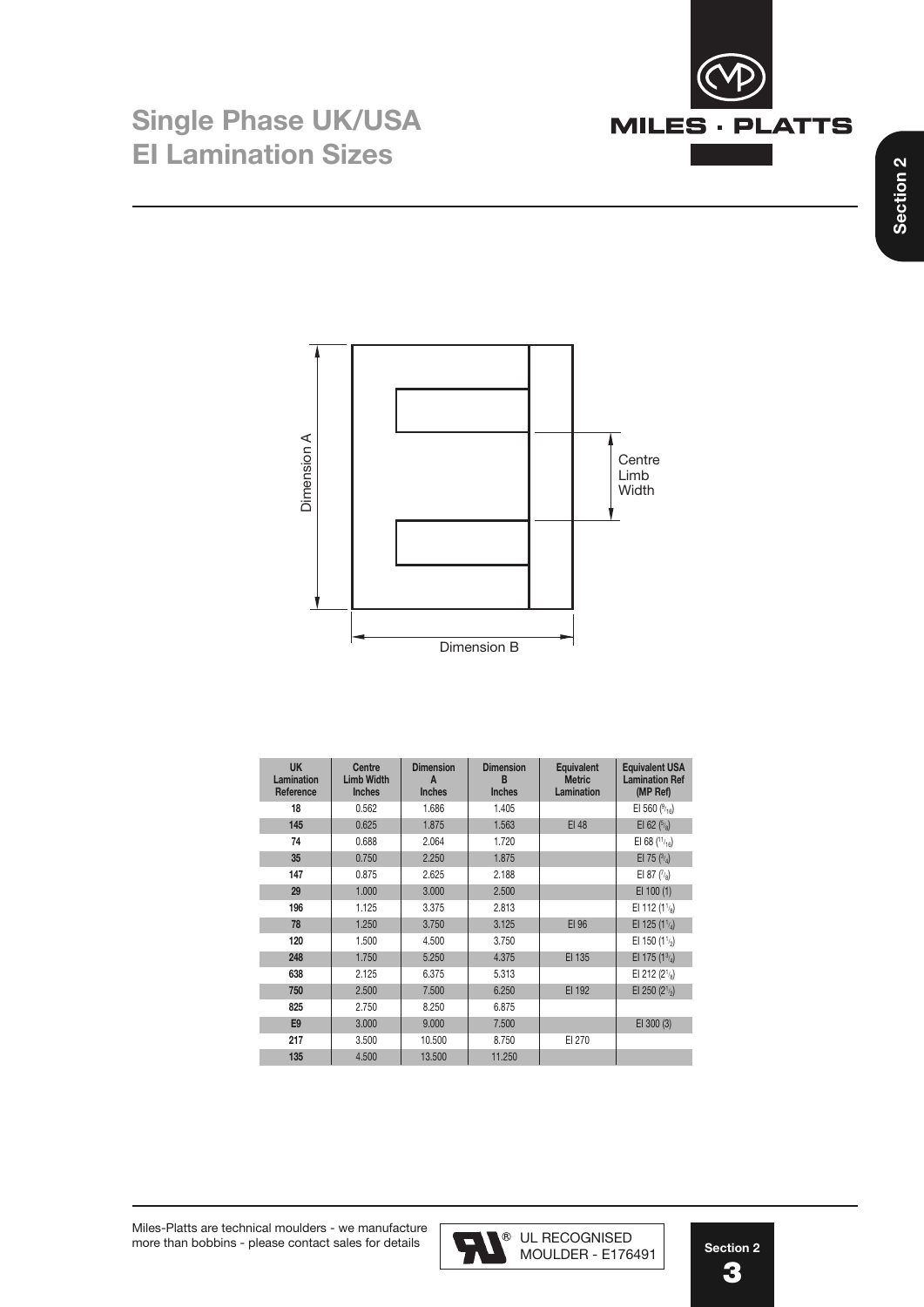# Single Phase UK/USA EI Lamination Sizes

Dimension A

Centre Limb Width

Dimension B

| UK Lamination Reference | Centre Limb Width Inches | Dimension A Inches | Dimension B Inches | Equivalent Metric Lamination | Equivalent USA Lamination Ref (MP Ref) |
|---|---|---|---|---|---|
| 18 | 0.562 | 1.686 | 1.405 | | EI 560 (9/16) |
| 145 | 0.625 | 1.875 | 1.563 | EI 48 | EI 62 (5/8) |
| 74 | 0.688 | 2.064 | 1.720 | | EI 68 (11/16) |
| 35 | 0.750 | 2.250 | 1.875 | | EI 75 (3/4) |
| 147 | 0.875 | 2.625 | 2.188 | | EI 87 (7/8) |
| 29 | 1.000 | 3.000 | 2.500 | | EI 100 (1) |
| 196 | 1.125 | 3.375 | 2.813 | | EI 112 (1 1/8) |
| 78 | 1.250 | 3.750 | 3.125 | EI 96 | EI 125 (1 1/4) |
| 120 | 1.500 | 4.500 | 3.750 | | EI 150 (1 1/2) |
| 248 | 1.750 | 5.250 | 4.375 | EI 135 | EI 175 (1 3/4) |
| 638 | 2.125 | 6.375 | 5.313 | | EI 212 (2 1/8) |
| 750 | 2.500 | 7.500 | 6.250 | EI 192 | EI 250 (2 1/2) |
| 825 | 2.750 | 8.250 | 6.875 | | |
| E9 | 3.000 | 9.000 | 7.500 | | EI 300 (3) |
| 217 | 3.500 | 10.500 | 8.750 | EI 270 | |
| 135 | 4.500 | 13.500 | 11.250 | | |

Miles-Platts are technical moulders - we manufacture more than bobbins - please contact sales for details

UL RECOGNISED MOULDER - E176491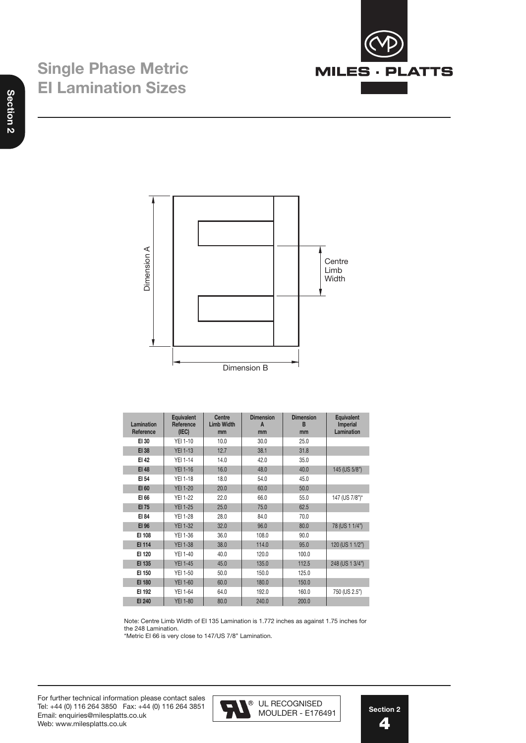# Single Phase Metric EI Lamination Sizes

Dimension A

Centre Limb Width

Dimension B

| Lamination Reference | Equivalent Reference (IEC) | Centre Limb Width mm | Dimension A mm | Dimension B mm | Equivalent Imperial Lamination |
|---|---|---|---|---|---|
| EI 30 | YEI 1-10 | 10.0 | 30.0 | 25.0 | |
| EI 38 | YEI 1-13 | 12.7 | 38.1 | 31.8 | |
| EI 42 | YEI 1-14 | 14.0 | 42.0 | 35.0 | |
| EI 48 | YEI 1-16 | 16.0 | 48.0 | 40.0 | 145 (US 5/8") |
| EI 54 | YEI 1-18 | 18.0 | 54.0 | 45.0 | |
| EI 60 | YEI 1-20 | 20.0 | 60.0 | 50.0 | |
| EI 66 | YEI 1-22 | 22.0 | 66.0 | 55.0 | 147 (US 7/8")* |
| EI 75 | YEI 1-25 | 25.0 | 75.0 | 62.5 | |
| EI 84 | YEI 1-28 | 28.0 | 84.0 | 70.0 | |
| EI 96 | YEI 1-32 | 32.0 | 96.0 | 80.0 | 78 (US 1 1/4") |
| EI 108 | YEI 1-36 | 36.0 | 108.0 | 90.0 | |
| EI 114 | YEI 1-38 | 38.0 | 114.0 | 95.0 | 120 (US 1 1/2") |
| EI 120 | YEI 1-40 | 40.0 | 120.0 | 100.0 | |
| EI 135 | YEI 1-45 | 45.0 | 135.0 | 112.5 | 248 (US 1 3/4") |
| EI 150 | YEI 1-50 | 50.0 | 150.0 | 125.0 | |
| EI 180 | YEI 1-60 | 60.0 | 180.0 | 150.0 | |
| EI 192 | YEI 1-64 | 64.0 | 192.0 | 160.0 | 750 (US 2.5") |
| EI 240 | YEI 1-80 | 80.0 | 240.0 | 200.0 | |

Note: Centre Limb Width of EI 135 Lamination is 1.772 inches as against 1.75 inches for the 248 Lamination.
*Metric EI 66 is very close to 147/US 7/8" Lamination.

For further technical information please contact sales
Tel: +44 (0) 116 264 3850 Fax: +44 (0) 116 264 3851
Email: enquiries@milesplatts.co.uk
Web: www.milesplatts.co.uk

UL RECOGNISED MOULDER - E176491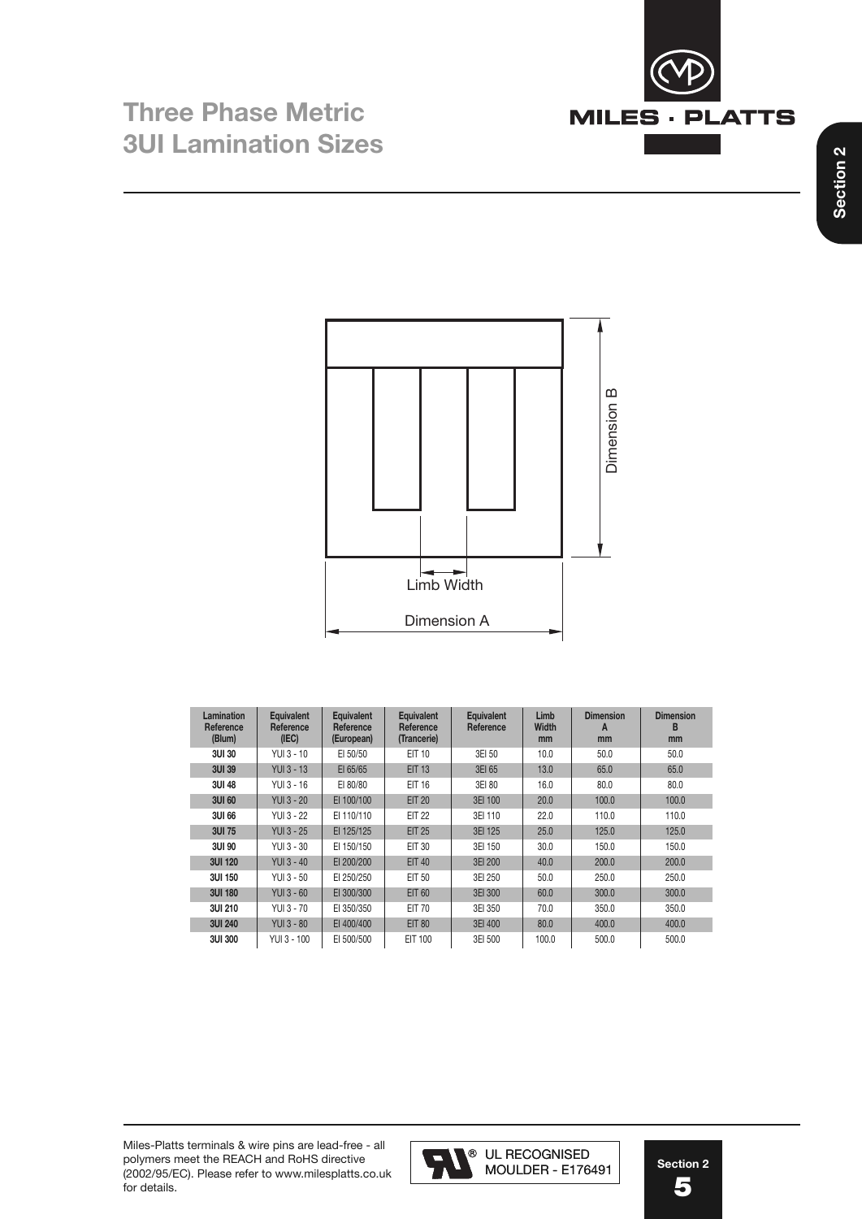# Three Phase Metric 3UI Lamination Sizes

Dimension B

Limb Width

Dimension A

| Lamination Reference (Blum) | Equivalent Reference (IEC) | Equivalent Reference (European) | Equivalent Reference (Trancerie) | Equivalent Reference | Limb Width mm | Dimension A mm | Dimension B mm |
|---|---|---|---|---|---|---|---|
| 3UI 30 | YUI 3 - 10 | EI 50/50 | EIT 10 | 3EI 50 | 10.0 | 50.0 | 50.0 |
| 3UI 39 | YUI 3 - 13 | EI 65/65 | EIT 13 | 3EI 65 | 13.0 | 65.0 | 65.0 |
| 3UI 48 | YUI 3 - 16 | EI 80/80 | EIT 16 | 3EI 80 | 16.0 | 80.0 | 80.0 |
| 3UI 60 | YUI 3 - 20 | EI 100/100 | EIT 20 | 3EI 100 | 20.0 | 100.0 | 100.0 |
| 3UI 66 | YUI 3 - 22 | EI 110/110 | EIT 22 | 3EI 110 | 22.0 | 110.0 | 110.0 |
| 3UI 75 | YUI 3 - 25 | EI 125/125 | EIT 25 | 3EI 125 | 25.0 | 125.0 | 125.0 |
| 3UI 90 | YUI 3 - 30 | EI 150/150 | EIT 30 | 3EI 150 | 30.0 | 150.0 | 150.0 |
| 3UI 120 | YUI 3 - 40 | EI 200/200 | EIT 40 | 3EI 200 | 40.0 | 200.0 | 200.0 |
| 3UI 150 | YUI 3 - 50 | EI 250/250 | EIT 50 | 3EI 250 | 50.0 | 250.0 | 250.0 |
| 3UI 180 | YUI 3 - 60 | EI 300/300 | EIT 60 | 3EI 300 | 60.0 | 300.0 | 300.0 |
| 3UI 210 | YUI 3 - 70 | EI 350/350 | EIT 70 | 3EI 350 | 70.0 | 350.0 | 350.0 |
| 3UI 240 | YUI 3 - 80 | EI 400/400 | EIT 80 | 3EI 400 | 80.0 | 400.0 | 400.0 |
| 3UI 300 | YUI 3 - 100 | EI 500/500 | EIT 100 | 3EI 500 | 100.0 | 500.0 | 500.0 |

Miles-Platts terminals & wire pins are lead-free - all polymers meet the REACH and RoHS directive (2002/95/EC). Please refer to www.milesplatts.co.uk for details.

UL RECOGNISED MOULDER - E176491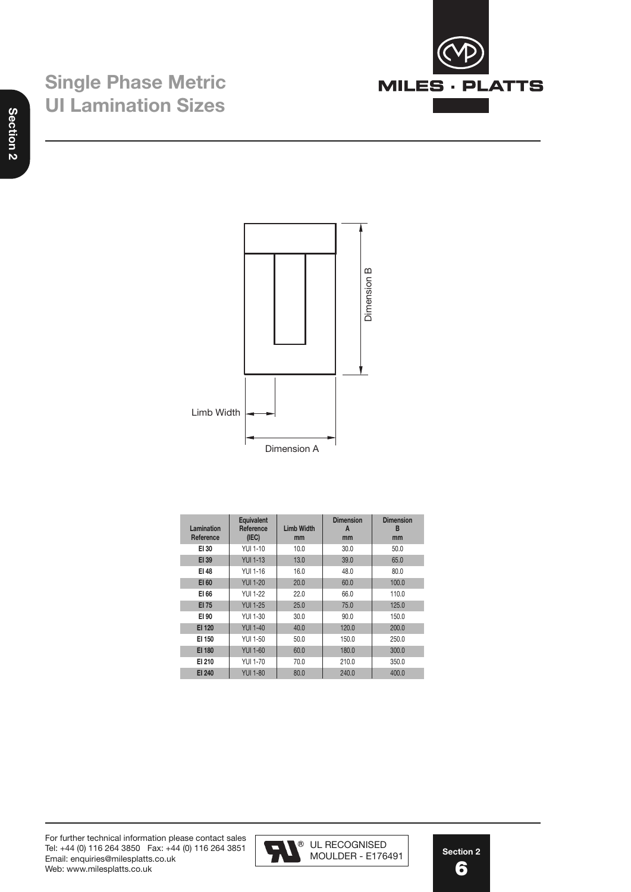# Single Phase Metric UI Lamination Sizes

Limb Width

Dimension A

Dimension B

| Lamination Reference | Equivalent Reference (IEC) | Limb Width mm | Dimension A mm | Dimension B mm |
|---|---|---|---|---|
| EI 30 | YUI 1-10 | 10.0 | 30.0 | 50.0 |
| EI 39 | YUI 1-13 | 13.0 | 39.0 | 65.0 |
| EI 48 | YUI 1-16 | 16.0 | 48.0 | 80.0 |
| EI 60 | YUI 1-20 | 20.0 | 60.0 | 100.0 |
| EI 66 | YUI 1-22 | 22.0 | 66.0 | 110.0 |
| EI 75 | YUI 1-25 | 25.0 | 75.0 | 125.0 |
| EI 90 | YUI 1-30 | 30.0 | 90.0 | 150.0 |
| EI 120 | YUI 1-40 | 40.0 | 120.0 | 200.0 |
| EI 150 | YUI 1-50 | 50.0 | 150.0 | 250.0 |
| EI 180 | YUI 1-60 | 60.0 | 180.0 | 300.0 |
| EI 210 | YUI 1-70 | 70.0 | 210.0 | 350.0 |
| EI 240 | YUI 1-80 | 80.0 | 240.0 | 400.0 |

For further technical information please contact sales
Tel: +44 (0) 116 264 3850 Fax: +44 (0) 116 264 3851
Email: enquiries@milesplatts.co.uk
Web: www.milesplatts.co.uk

UL RECOGNISED MOULDER - E176491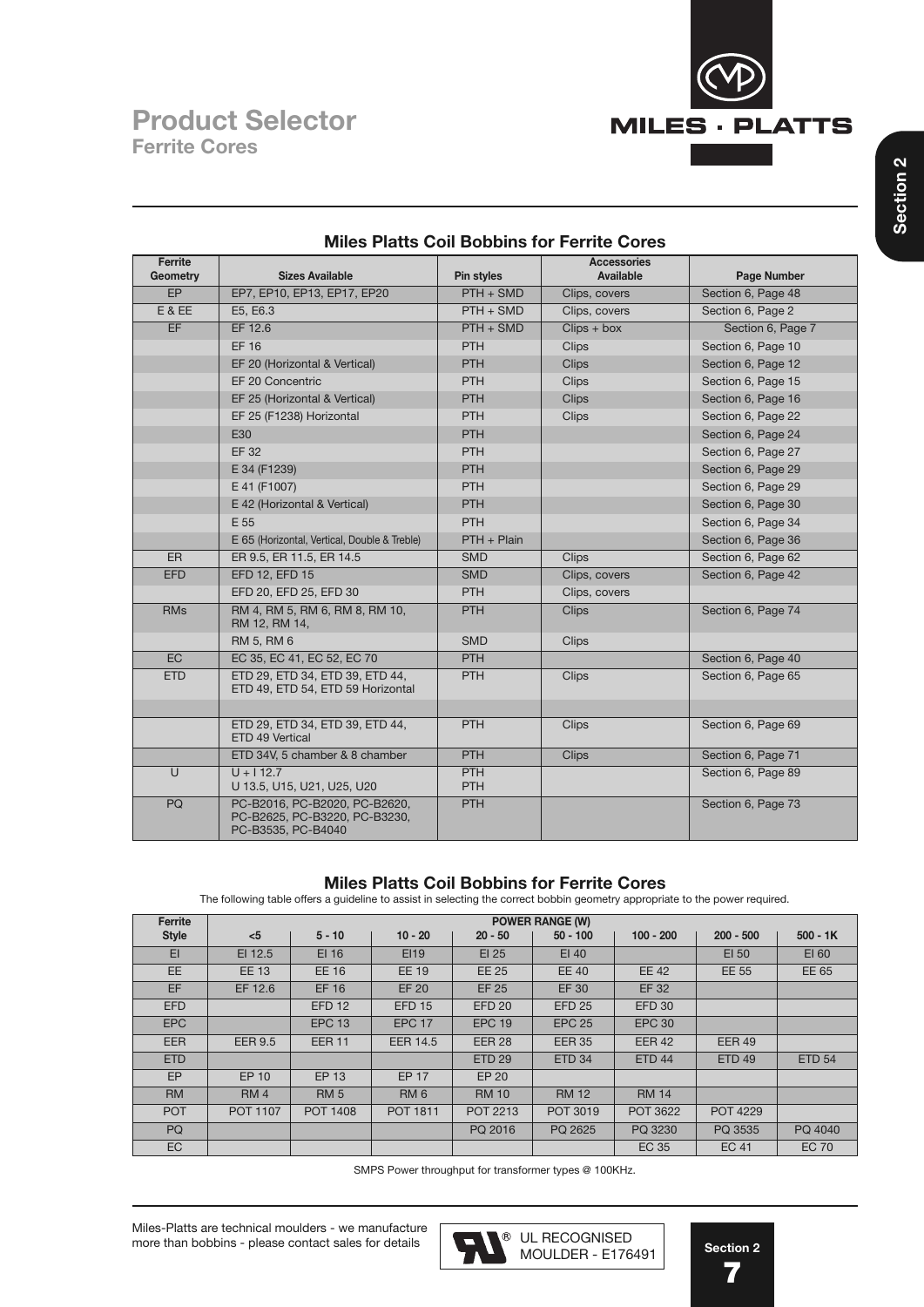# Product Selector

## Ferrite Cores

### Miles Platts Coil Bobbins for Ferrite Cores

| Ferrite Geometry | Sizes Available | Pin styles | Accessories Available | Page Number |
|---|---|---|---|---|
| EP | EP7, EP10, EP13, EP17, EP20 | PTH + SMD | Clips, covers | Section 6, Page 48 |
| E & EE | E5, E6.3 | PTH + SMD | Clips, covers | Section 6, Page 2 |
| EF | EF 12.6 | PTH + SMD | Clips + box | Section 6, Page 7 |
| | EF 16 | PTH | Clips | Section 6, Page 10 |
| | EF 20 (Horizontal & Vertical) | PTH | Clips | Section 6, Page 12 |
| | EF 20 Concentric | PTH | Clips | Section 6, Page 15 |
| | EF 25 (Horizontal & Vertical) | PTH | Clips | Section 6, Page 16 |
| | EF 25 (F1238) Horizontal | PTH | Clips | Section 6, Page 22 |
| | E30 | PTH | | Section 6, Page 24 |
| | EF 32 | PTH | | Section 6, Page 27 |
| | E 34 (F1239) | PTH | | Section 6, Page 29 |
| | E 41 (F1007) | PTH | | Section 6, Page 29 |
| | E 42 (Horizontal & Vertical) | PTH | | Section 6, Page 30 |
| | E 55 | PTH | | Section 6, Page 34 |
| | E 65 (Horizontal, Vertical, Double & Treble) | PTH + Plain | | Section 6, Page 36 |
| ER | ER 9.5, ER 11.5, ER 14.5 | SMD | Clips | Section 6, Page 62 |
| EFD | EFD 12, EFD 15 | SMD | Clips, covers | Section 6, Page 42 |
| | EFD 20, EFD 25, EFD 30 | PTH | Clips, covers | |
| RMs | RM 4, RM 5, RM 6, RM 8, RM 10, RM 12, RM 14, | PTH | Clips | Section 6, Page 74 |
| | RM 5, RM 6 | SMD | Clips | |
| EC | EC 35, EC 41, EC 52, EC 70 | PTH | | Section 6, Page 40 |
| ETD | ETD 29, ETD 34, ETD 39, ETD 44, ETD 49, ETD 54, ETD 59 Horizontal | PTH | Clips | Section 6, Page 65 |
| | | | | |
| | ETD 29, ETD 34, ETD 39, ETD 44, ETD 49 Vertical | PTH | Clips | Section 6, Page 69 |
| | ETD 34V, 5 chamber & 8 chamber | PTH | Clips | Section 6, Page 71 |
| U | U + I 12.7<br>U 13.5, U15, U21, U25, U20 | PTH<br>PTH | | Section 6, Page 89 |
| PQ | PC-B2016, PC-B2020, PC-B2620, PC-B2625, PC-B3220, PC-B3230, PC-B3535, PC-B4040 | PTH | | Section 6, Page 73 |

### Miles Platts Coil Bobbins for Ferrite Cores

The following table offers a guideline to assist in selecting the correct bobbin geometry appropriate to the power required.

| Ferrite Style | POWER RANGE (W) | | | | | | | |
|---|---|---|---|---|---|---|---|---|
| | <5 | 5 - 10 | 10 - 20 | 20 - 50 | 50 - 100 | 100 - 200 | 200 - 500 | 500 - 1K |
| EI | EI 12.5 | EI 16 | EI19 | EI 25 | EI 40 | | EI 50 | EI 60 |
| EE | EE 13 | EE 16 | EE 19 | EE 25 | EE 40 | EE 42 | EE 55 | EE 65 |
| EF | EF 12.6 | EF 16 | EF 20 | EF 25 | EF 30 | EF 32 | | |
| EFD | | EFD 12 | EFD 15 | EFD 20 | EFD 25 | EFD 30 | | |
| EPC | | EPC 13 | EPC 17 | EPC 19 | EPC 25 | EPC 30 | | |
| EER | EER 9.5 | EER 11 | EER 14.5 | EER 28 | EER 35 | EER 42 | EER 49 | |
| ETD | | | | ETD 29 | ETD 34 | ETD 44 | ETD 49 | ETD 54 |
| EP | EP 10 | EP 13 | EP 17 | EP 20 | | | | |
| RM | RM 4 | RM 5 | RM 6 | RM 10 | RM 12 | RM 14 | | |
| POT | POT 1107 | POT 1408 | POT 1811 | POT 2213 | POT 3019 | POT 3622 | POT 4229 | |
| PQ | | | | PQ 2016 | PQ 2625 | PQ 3230 | PQ 3535 | PQ 4040 |
| EC | | | | | | EC 35 | EC 41 | EC 70 |

SMPS Power throughput for transformer types @ 100KHz.

Miles-Platts are technical moulders - we manufacture more than bobbins - please contact sales for details

UL RECOGNISED MOULDER - E176491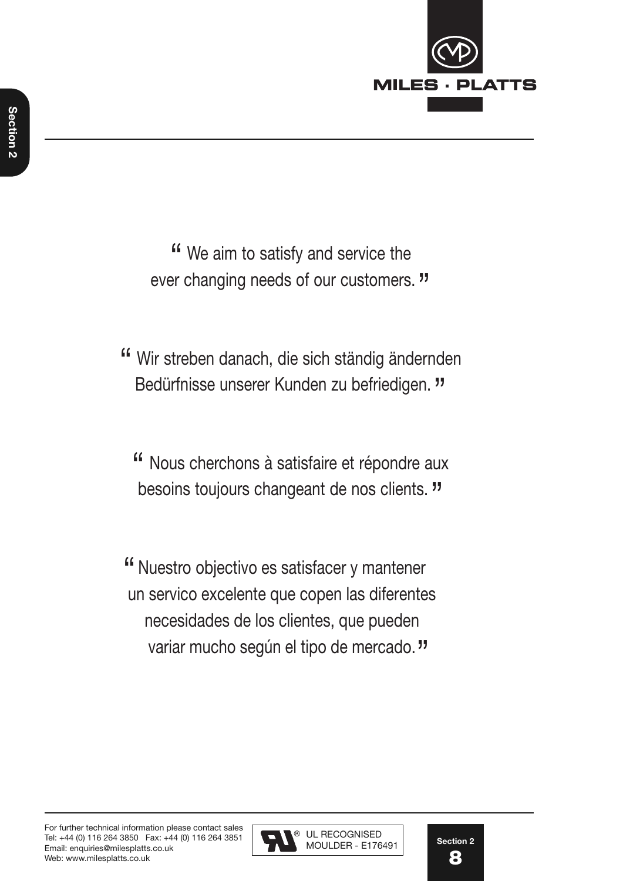“ We aim to satisfy and service the ever changing needs of our customers. ”

“ Wir streben danach, die sich ständig ändernden Bedürfnisse unserer Kunden zu befriedigen. ”

“ Nous cherchons à satisfaire et répondre aux besoins toujours changeant de nos clients. ”

“ Nuestro objectivo es satisfacer y mantener un servico excelente que copen las diferentes necesidades de los clientes, que pueden variar mucho según el tipo de mercado. ”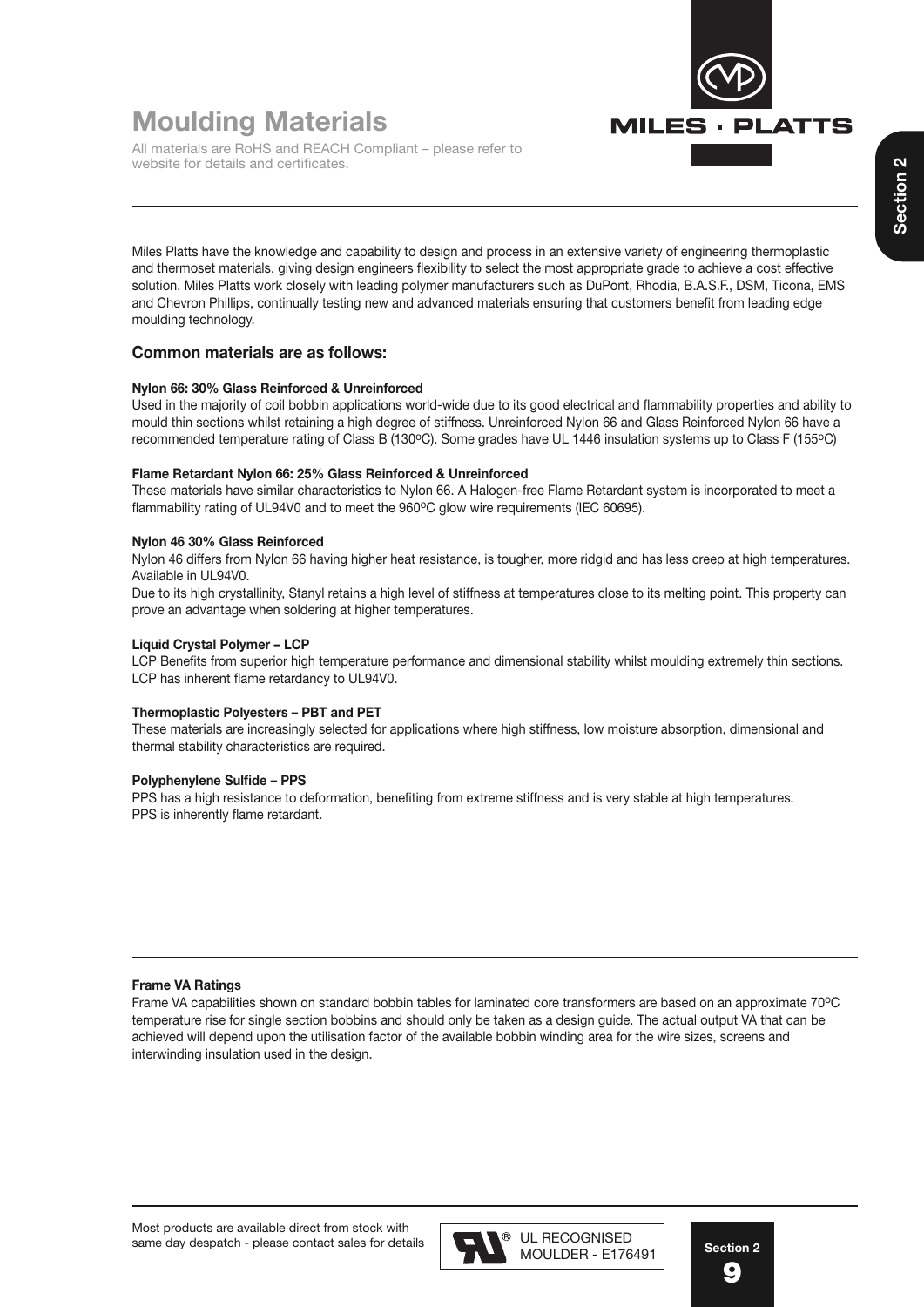# Moulding Materials

All materials are RoHS and REACH Compliant – please refer to website for details and certificates.

Miles Platts have the knowledge and capability to design and process in an extensive variety of engineering thermoplastic and thermoset materials, giving design engineers flexibility to select the most appropriate grade to achieve a cost effective solution. Miles Platts work closely with leading polymer manufacturers such as DuPont, Rhodia, B.A.S.F., DSM, Ticona, EMS and Chevron Phillips, continually testing new and advanced materials ensuring that customers benefit from leading edge moulding technology.

## Common materials are as follows:

**Nylon 66: 30% Glass Reinforced & Unreinforced**

Used in the majority of coil bobbin applications world-wide due to its good electrical and flammability properties and ability to mould thin sections whilst retaining a high degree of stiffness. Unreinforced Nylon 66 and Glass Reinforced Nylon 66 have a recommended temperature rating of Class B (130ºC). Some grades have UL 1446 insulation systems up to Class F (155ºC)

**Flame Retardant Nylon 66: 25% Glass Reinforced & Unreinforced**

These materials have similar characteristics to Nylon 66. A Halogen-free Flame Retardant system is incorporated to meet a flammability rating of UL94V0 and to meet the 960ºC glow wire requirements (IEC 60695).

**Nylon 46 30% Glass Reinforced**

Nylon 46 differs from Nylon 66 having higher heat resistance, is tougher, more ridgid and has less creep at high temperatures. Available in UL94V0.

Due to its high crystallinity, Stanyl retains a high level of stiffness at temperatures close to its melting point. This property can prove an advantage when soldering at higher temperatures.

**Liquid Crystal Polymer – LCP**

LCP Benefits from superior high temperature performance and dimensional stability whilst moulding extremely thin sections. LCP has inherent flame retardancy to UL94V0.

**Thermoplastic Polyesters – PBT and PET**

These materials are increasingly selected for applications where high stiffness, low moisture absorption, dimensional and thermal stability characteristics are required.

**Polyphenylene Sulfide – PPS**

PPS has a high resistance to deformation, benefiting from extreme stiffness and is very stable at high temperatures. PPS is inherently flame retardant.

**Frame VA Ratings**

Frame VA capabilities shown on standard bobbin tables for laminated core transformers are based on an approximate 70ºC temperature rise for single section bobbins and should only be taken as a design guide. The actual output VA that can be achieved will depend upon the utilisation factor of the available bobbin winding area for the wire sizes, screens and interwinding insulation used in the design.

Most products are available direct from stock with same day despatch - please contact sales for details

UL RECOGNISED MOULDER - E176491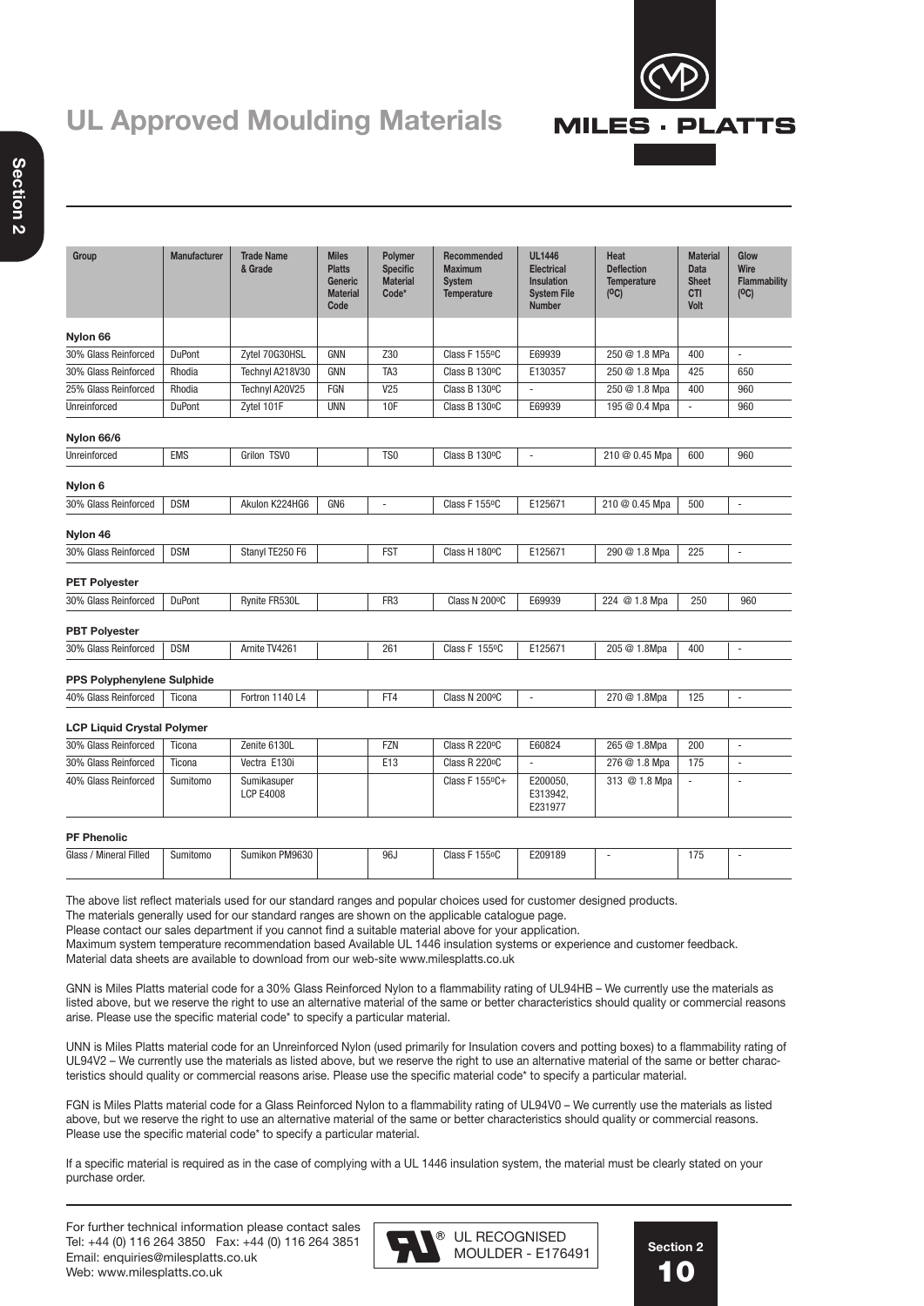# UL Approved Moulding Materials

| Group | Manufacturer | Trade Name & Grade | Miles Platts Generic Material Code | Polymer Specific Material Code* | Recommended Maximum System Temperature | UL1446 Electrical Insulation System File Number | Heat Deflection Temperature (ºC) | Material Data Sheet CTI Volt | Glow Wire Flammability (ºC) |
|---|---|---|---|---|---|---|---|---|---|
| **Nylon 66** | | | | | | | | | |
| 30% Glass Reinforced | DuPont | Zytel 70G30HSL | GNN | Z30 | Class F 155ºC | E69939 | 250 @ 1.8 MPa | 400 | - |
| 30% Glass Reinforced | Rhodia | Technyl A218V30 | GNN | TA3 | Class B 130ºC | E130357 | 250 @ 1.8 Mpa | 425 | 650 |
| 25% Glass Reinforced | Rhodia | Technyl A20V25 | FGN | V25 | Class B 130ºC | - | 250 @ 1.8 Mpa | 400 | 960 |
| Unreinforced | DuPont | Zytel 101F | UNN | 10F | Class B 130ºC | E69939 | 195 @ 0.4 Mpa | - | 960 |
| **Nylon 66/6** | | | | | | | | | |
| Unreinforced | EMS | Grilon TSV0 | | TS0 | Class B 130ºC | - | 210 @ 0.45 Mpa | 600 | 960 |
| **Nylon 6** | | | | | | | | | |
| 30% Glass Reinforced | DSM | Akulon K224HG6 | GN6 | - | Class F 155ºC | E125671 | 210 @ 0.45 Mpa | 500 | - |
| **Nylon 46** | | | | | | | | | |
| 30% Glass Reinforced | DSM | Stanyl TE250 F6 | | FST | Class H 180ºC | E125671 | 290 @ 1.8 Mpa | 225 | - |
| **PET Polyester** | | | | | | | | | |
| 30% Glass Reinforced | DuPont | Rynite FR530L | | FR3 | Class N 200ºC | E69939 | 224 @ 1.8 Mpa | 250 | 960 |
| **PBT Polyester** | | | | | | | | | |
| 30% Glass Reinforced | DSM | Arnite TV4261 | | 261 | Class F 155ºC | E125671 | 205 @ 1.8Mpa | 400 | - |
| **PPS Polyphenylene Sulphide** | | | | | | | | | |
| 40% Glass Reinforced | Ticona | Fortron 1140 L4 | | FT4 | Class N 200ºC | - | 270 @ 1.8Mpa | 125 | - |
| **LCP Liquid Crystal Polymer** | | | | | | | | | |
| 30% Glass Reinforced | Ticona | Zenite 6130L | | FZN | Class R 220ºC | E60824 | 265 @ 1.8Mpa | 200 | - |
| 30% Glass Reinforced | Ticona | Vectra E130i | | E13 | Class R 220ºC | - | 276 @ 1.8 Mpa | 175 | - |
| 40% Glass Reinforced | Sumitomo | Sumikasuper LCP E4008 | | | Class F 155ºC+ | E200050, E313942, E231977 | 313 @ 1.8 Mpa | - | - |
| **PF Phenolic** | | | | | | | | | |
| Glass / Mineral Filled | Sumitomo | Sumikon PM9630 | | 96J | Class F 155ºC | E209189 | - | 175 | - |

The above list reflect materials used for our standard ranges and popular choices used for customer designed products.
The materials generally used for our standard ranges are shown on the applicable catalogue page.
Please contact our sales department if you cannot find a suitable material above for your application.
Maximum system temperature recommendation based Available UL 1446 insulation systems or experience and customer feedback.
Material data sheets are available to download from our web-site www.milesplatts.co.uk

GNN is Miles Platts material code for a 30% Glass Reinforced Nylon to a flammability rating of UL94HB – We currently use the materials as listed above, but we reserve the right to use an alternative material of the same or better characteristics should quality or commercial reasons arise. Please use the specific material code* to specify a particular material.

UNN is Miles Platts material code for an Unreinforced Nylon (used primarily for Insulation covers and potting boxes) to a flammability rating of UL94V2 – We currently use the materials as listed above, but we reserve the right to use an alternative material of the same or better characteristics should quality or commercial reasons arise. Please use the specific material code* to specify a particular material.

FGN is Miles Platts material code for a Glass Reinforced Nylon to a flammability rating of UL94V0 – We currently use the materials as listed above, but we reserve the right to use an alternative material of the same or better characteristics should quality or commercial reasons. Please use the specific material code* to specify a particular material.

If a specific material is required as in the case of complying with a UL 1446 insulation system, the material must be clearly stated on your purchase order.

For further technical information please contact sales
Tel: +44 (0) 116 264 3850 Fax: +44 (0) 116 264 3851
Email: enquiries@milesplatts.co.uk
Web: www.milesplatts.co.uk

UL RECOGNISED MOULDER - E176491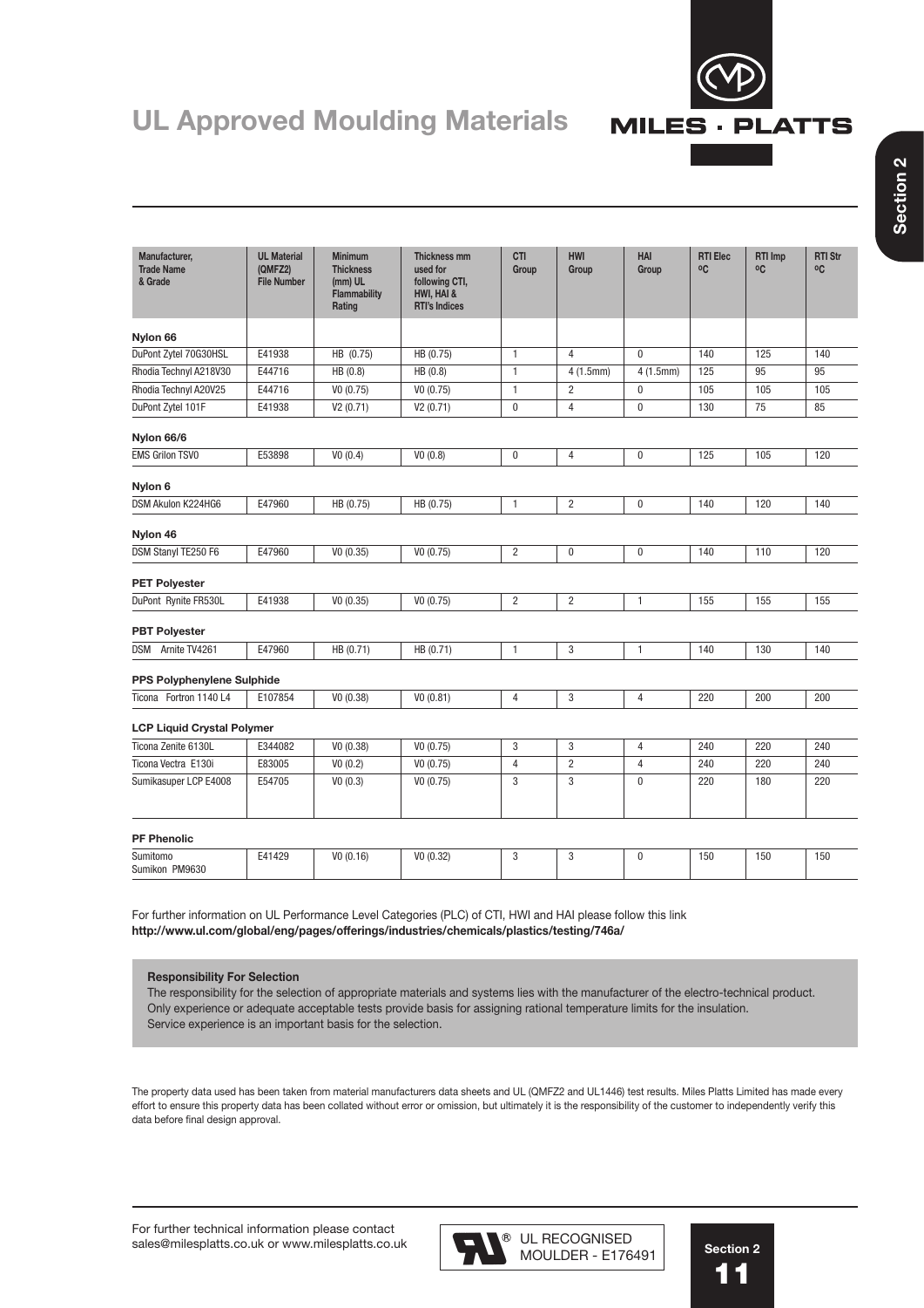# UL Approved Moulding Materials

| Manufacturer, Trade Name & Grade | UL Material (QMFZ2) File Number | Minimum Thickness (mm) UL Flammability Rating | Thickness mm used for following CTI, HWI, HAI & RTI's Indices | CTI Group | HWI Group | HAI Group | RTI Elec ºC | RTI Imp ºC | RTI Str ºC |
|---|---|---|---|---|---|---|---|---|---|
| **Nylon 66** | | | | | | | | | |
| DuPont Zytel 70G30HSL | E41938 | HB (0.75) | HB (0.75) | 1 | 4 | 0 | 140 | 125 | 140 |
| Rhodia Technyl A218V30 | E44716 | HB (0.8) | HB (0.8) | 1 | 4 (1.5mm) | 4 (1.5mm) | 125 | 95 | 95 |
| Rhodia Technyl A20V25 | E44716 | V0 (0.75) | V0 (0.75) | 1 | 2 | 0 | 105 | 105 | 105 |
| DuPont Zytel 101F | E41938 | V2 (0.71) | V2 (0.71) | 0 | 4 | 0 | 130 | 75 | 85 |
| **Nylon 66/6** | | | | | | | | | |
| EMS Grilon TSV0 | E53898 | V0 (0.4) | V0 (0.8) | 0 | 4 | 0 | 125 | 105 | 120 |
| **Nylon 6** | | | | | | | | | |
| DSM Akulon K224HG6 | E47960 | HB (0.75) | HB (0.75) | 1 | 2 | 0 | 140 | 120 | 140 |
| **Nylon 46** | | | | | | | | | |
| DSM Stanyl TE250 F6 | E47960 | V0 (0.35) | V0 (0.75) | 2 | 0 | 0 | 140 | 110 | 120 |
| **PET Polyester** | | | | | | | | | |
| DuPont Rynite FR530L | E41938 | V0 (0.35) | V0 (0.75) | 2 | 2 | 1 | 155 | 155 | 155 |
| **PBT Polyester** | | | | | | | | | |
| DSM Arnite TV4261 | E47960 | HB (0.71) | HB (0.71) | 1 | 3 | 1 | 140 | 130 | 140 |
| **PPS Polyphenylene Sulphide** | | | | | | | | | |
| Ticona Fortron 1140 L4 | E107854 | V0 (0.38) | V0 (0.81) | 4 | 3 | 4 | 220 | 200 | 200 |
| **LCP Liquid Crystal Polymer** | | | | | | | | | |
| Ticona Zenite 6130L | E344082 | V0 (0.38) | V0 (0.75) | 3 | 3 | 4 | 240 | 220 | 240 |
| Ticona Vectra E130i | E83005 | V0 (0.2) | V0 (0.75) | 4 | 2 | 4 | 240 | 220 | 240 |
| Sumikasuper LCP E4008 | E54705 | V0 (0.3) | V0 (0.75) | 3 | 3 | 0 | 220 | 180 | 220 |
| **PF Phenolic** | | | | | | | | | |
| Sumitomo Sumikon PM9630 | E41429 | V0 (0.16) | V0 (0.32) | 3 | 3 | 0 | 150 | 150 | 150 |

For further information on UL Performance Level Categories (PLC) of CTI, HWI and HAI please follow this link
**http://www.ul.com/global/eng/pages/offerings/industries/chemicals/plastics/testing/746a/**

**Responsibility For Selection**
The responsibility for the selection of appropriate materials and systems lies with the manufacturer of the electro-technical product.
Only experience or adequate acceptable tests provide basis for assigning rational temperature limits for the insulation.
Service experience is an important basis for the selection.

The property data used has been taken from material manufacturers data sheets and UL (QMFZ2 and UL1446) test results. Miles Platts Limited has made every effort to ensure this property data has been collated without error or omission, but ultimately it is the responsibility of the customer to independently verify this data before final design approval.

For further technical information please contact
sales@milesplatts.co.uk or www.milesplatts.co.uk

UL RECOGNISED MOULDER - E176491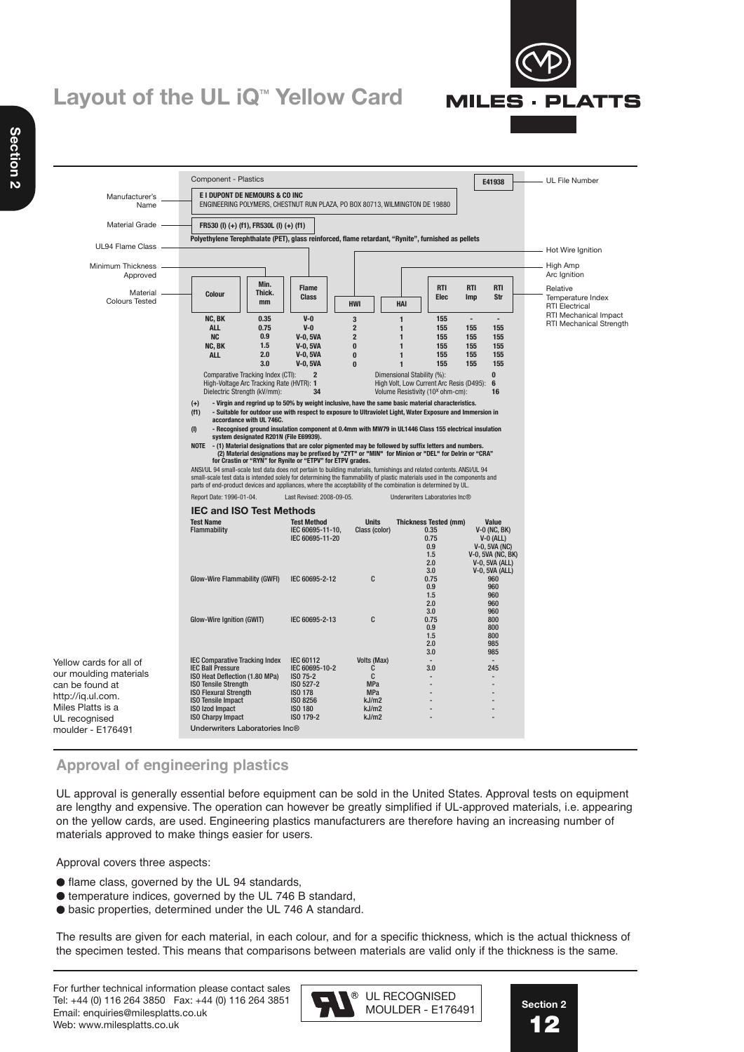# Layout of the UL iQ™ Yellow Card

Component - Plastics — **E41938** (UL File Number)

**E I DUPONT DE NEMOURS & CO INC** (Manufacturer's Name)
ENGINEERING POLYMERS, CHESTNUT RUN PLAZA, PO BOX 80713, WILMINGTON DE 19880

**FR530 (l) (+) (f1), FR530L (l) (+) (f1)** (Material Grade)
**Polyethylene Terephthalate (PET), glass reinforced, flame retardant, "Rynite", furnished as pellets**

Labels: Material Colours Tested; Minimum Thickness Approved; UL94 Flame Class; Hot Wire Ignition; High Amp Arc Ignition; Relative Temperature Index (RTI Electrical, RTI Mechanical Impact, RTI Mechanical Strength)

| Colour | Min. Thick. mm | Flame Class | HWI | HAI | RTI Elec | RTI Imp | RTI Str |
|---|---|---|---|---|---|---|---|
| NC, BK | 0.35 | V-0 | 3 | 1 | 155 | - | - |
| ALL | 0.75 | V-0 | 2 | 1 | 155 | 155 | 155 |
| NC | 0.9 | V-0, 5VA | 2 | 1 | 155 | 155 | 155 |
| NC, BK | 1.5 | V-0, 5VA | 0 | 1 | 155 | 155 | 155 |
| ALL | 2.0 | V-0, 5VA | 0 | 1 | 155 | 155 | 155 |
| | 3.0 | V-0, 5VA | 0 | 1 | 155 | 155 | 155 |

Comparative Tracking Index (CTI): 2
High-Voltage Arc Tracking Rate (HVTR): 1
Dielectric Strength (kV/mm): 34
Dimensional Stability (%): 0
High Volt, Low Current Arc Resis (D495): 6
Volume Resistivity (10^x ohm-cm): 16

**(+) - Virgin and regrind up to 50% by weight inclusive, have the same basic material characteristics.**
**(f1) - Suitable for outdoor use with respect to exposure to Ultraviolet Light, Water Exposure and Immersion in accordance with UL 746C.**
**(l) - Recognised ground insulation component at 0.4mm with MW79 in UL1446 Class 155 electrical insulation system designated R201N (File E69939).**
**NOTE - (1) Material designations that are color pigmented may be followed by suffix letters and numbers.**
**(2) Material designations may be prefixed by "ZYT" or "MIN" for Minion or "DEL" for Delrin or "CRA" for Crastin or "RYN" for Rynite or "ETPV" for ETPV grades.**

ANSI/UL 94 small-scale test data does not pertain to building materials, furnishings and related contents. ANSI/UL 94 small-scale test data is intended solely for determining the flammability of plastic materials used in the components and parts of end-product devices and appliances, where the acceptability of the combination is determined by UL.

Report Date: 1996-01-04. Last Revised: 2008-09-05. Underwriters Laboratories Inc®

## IEC and ISO Test Methods

| Test Name | Test Method | Units | Thickness Tested (mm) | Value |
|---|---|---|---|---|
| Flammability | IEC 60695-11-10, IEC 60695-11-20 | Class (color) | 0.35 | V-0 (NC, BK) |
| | | | 0.75 | V-0 (ALL) |
| | | | 0.9 | V-0, 5VA (NC) |
| | | | 1.5 | V-0, 5VA (NC, BK) |
| | | | 2.0 | V-0, 5VA (ALL) |
| | | | 3.0 | V-0, 5VA (ALL) |
| Glow-Wire Flammability (GWFI) | IEC 60695-2-12 | C | 0.75 | 960 |
| | | | 0.9 | 960 |
| | | | 1.5 | 960 |
| | | | 2.0 | 960 |
| | | | 3.0 | 960 |
| Glow-Wire Ignition (GWIT) | IEC 60695-2-13 | C | 0.75 | 800 |
| | | | 0.9 | 800 |
| | | | 1.5 | 800 |
| | | | 2.0 | 985 |
| | | | 3.0 | 985 |
| IEC Comparative Tracking Index | IEC 60112 | Volts (Max) | - | - |
| IEC Ball Pressure | IEC 60695-10-2 | C | 3.0 | 245 |
| ISO Heat Deflection (1.80 MPa) | ISO 75-2 | C | - | - |
| ISO Tensile Strength | ISO 527-2 | MPa | - | - |
| ISO Flexural Strength | ISO 178 | MPa | - | - |
| ISO Tensile Impact | ISO 8256 | kJ/m2 | - | - |
| ISO Izod Impact | ISO 180 | kJ/m2 | - | - |
| ISO Charpy Impact | ISO 179-2 | kJ/m2 | - | - |

Underwriters Laboratories Inc®

Yellow cards for all of our moulding materials can be found at http://iq.ul.com. Miles Platts is a UL recognised moulder - E176491

## Approval of engineering plastics

UL approval is generally essential before equipment can be sold in the United States. Approval tests on equipment are lengthy and expensive. The operation can however be greatly simplified if UL-approved materials, i.e. appearing on the yellow cards, are used. Engineering plastics manufacturers are therefore having an increasing number of materials approved to make things easier for users.

Approval covers three aspects:

- flame class, governed by the UL 94 standards,
- temperature indices, governed by the UL 746 B standard,
- basic properties, determined under the UL 746 A standard.

The results are given for each material, in each colour, and for a specific thickness, which is the actual thickness of the specimen tested. This means that comparisons between materials are valid only if the thickness is the same.

For further technical information please contact sales
Tel: +44 (0) 116 264 3850 Fax: +44 (0) 116 264 3851
Email: enquiries@milesplatts.co.uk
Web: www.milesplatts.co.uk

UL RECOGNISED MOULDER - E176491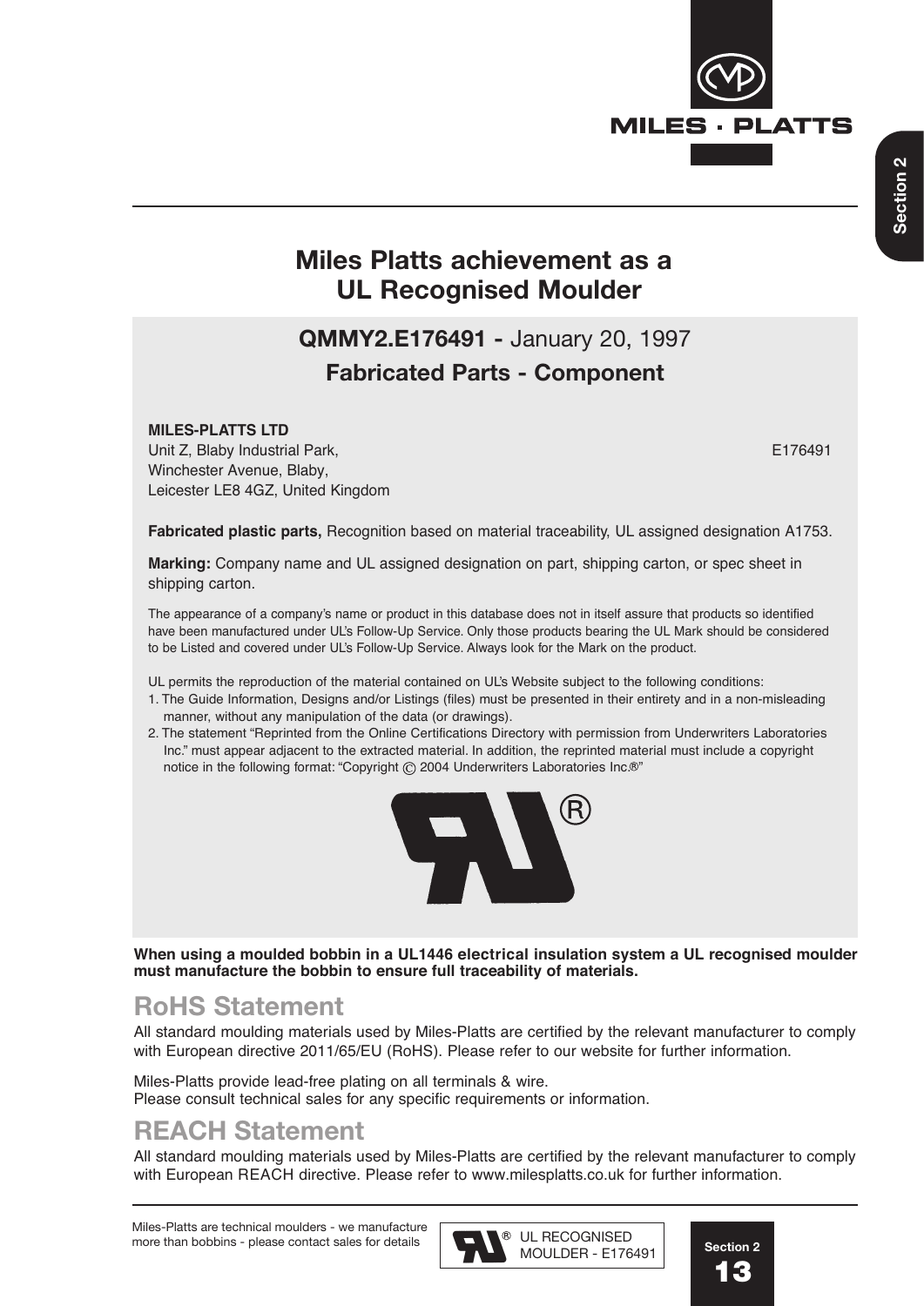# Miles Platts achievement as a UL Recognised Moulder

## QMMY2.E176491 - January 20, 1997

## Fabricated Parts - Component

**MILES-PLATTS LTD**
Unit Z, Blaby Industrial Park, E176491
Winchester Avenue, Blaby,
Leicester LE8 4GZ, United Kingdom

**Fabricated plastic parts,** Recognition based on material traceability, UL assigned designation A1753.

**Marking:** Company name and UL assigned designation on part, shipping carton, or spec sheet in shipping carton.

The appearance of a company's name or product in this database does not in itself assure that products so identified have been manufactured under UL's Follow-Up Service. Only those products bearing the UL Mark should be considered to be Listed and covered under UL's Follow-Up Service. Always look for the Mark on the product.

UL permits the reproduction of the material contained on UL's Website subject to the following conditions:

1. The Guide Information, Designs and/or Listings (files) must be presented in their entirety and in a non-misleading manner, without any manipulation of the data (or drawings).
2. The statement "Reprinted from the Online Certifications Directory with permission from Underwriters Laboratories Inc." must appear adjacent to the extracted material. In addition, the reprinted material must include a copyright notice in the following format: "Copyright © 2004 Underwriters Laboratories Inc.®"

**When using a moulded bobbin in a UL1446 electrical insulation system a UL recognised moulder must manufacture the bobbin to ensure full traceability of materials.**

## RoHS Statement

All standard moulding materials used by Miles-Platts are certified by the relevant manufacturer to comply with European directive 2011/65/EU (RoHS). Please refer to our website for further information.

Miles-Platts provide lead-free plating on all terminals & wire.
Please consult technical sales for any specific requirements or information.

## REACH Statement

All standard moulding materials used by Miles-Platts are certified by the relevant manufacturer to comply with European REACH directive. Please refer to www.milesplatts.co.uk for further information.

Miles-Platts are technical moulders - we manufacture more than bobbins - please contact sales for details

UL RECOGNISED MOULDER - E176491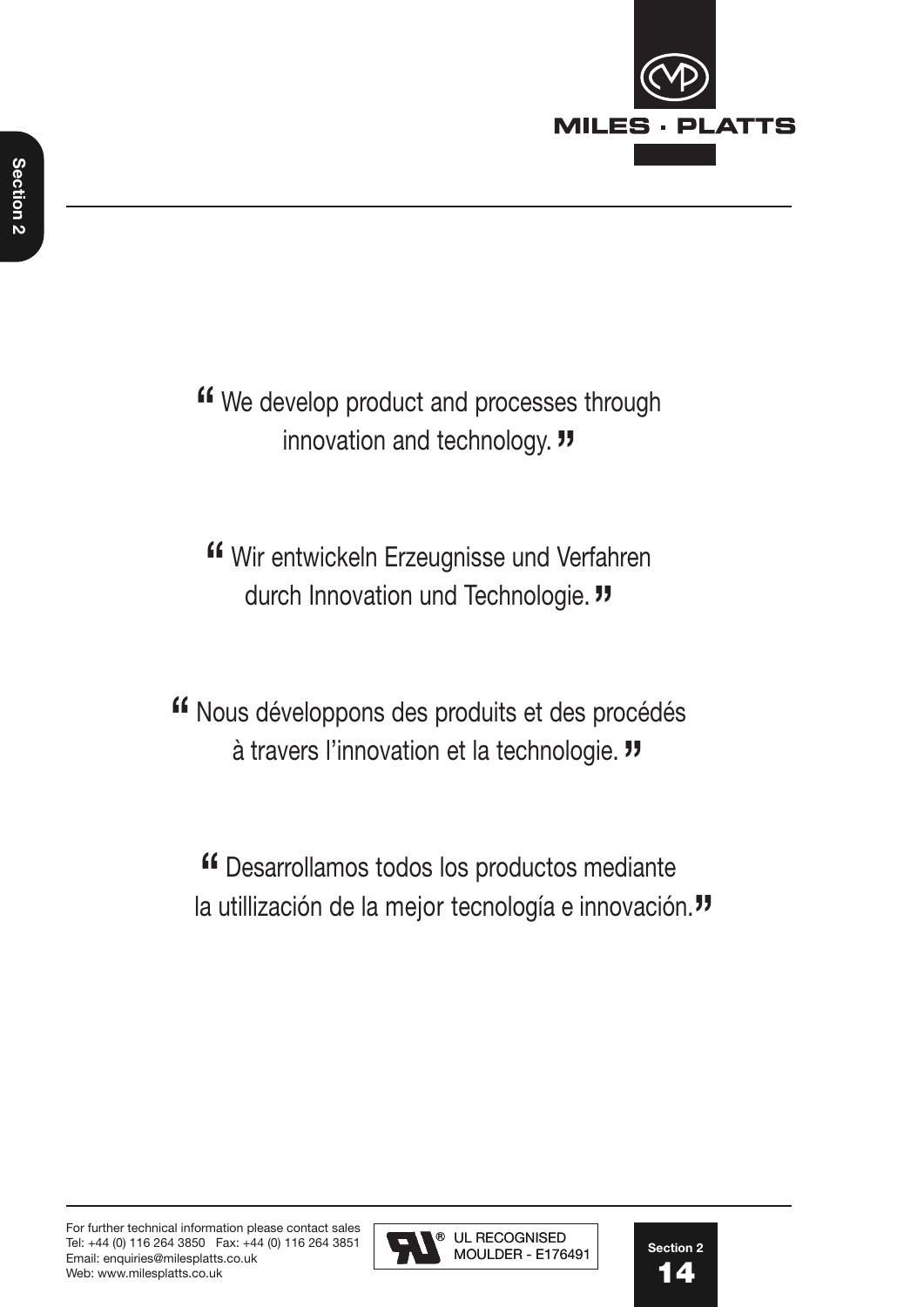“ We develop product and processes through innovation and technology. ”

“ Wir entwickeln Erzeugnisse und Verfahren durch Innovation und Technologie. ”

“ Nous développons des produits et des procédés à travers l’innovation et la technologie. ”

“ Desarrollamos todos los productos mediante la utillización de la mejor tecnología e innovación.”

For further technical information please contact sales
Tel: +44 (0) 116 264 3850 Fax: +44 (0) 116 264 3851
Email: enquiries@milesplatts.co.uk
Web: www.milesplatts.co.uk

UL RECOGNISED MOULDER - E176491